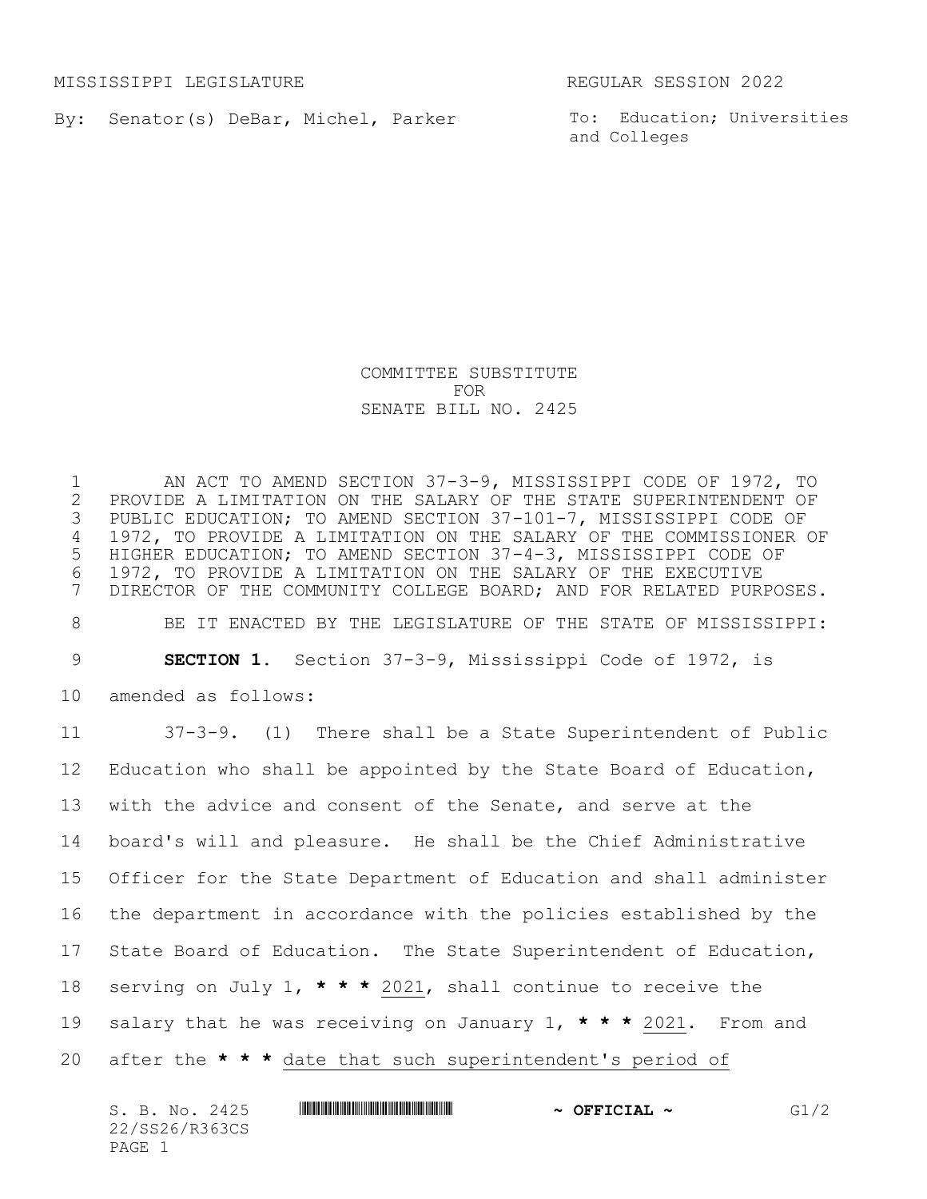MISSISSIPPI LEGISLATURE REGULAR SESSION 2022

By: Senator(s) DeBar, Michel, Parker

To: Education; Universities and Colleges

COMMITTEE SUBSTITUTE
FOR
SENATE BILL NO. 2425

AN ACT TO AMEND SECTION 37-3-9, MISSISSIPPI CODE OF 1972, TO PROVIDE A LIMITATION ON THE SALARY OF THE STATE SUPERINTENDENT OF PUBLIC EDUCATION; TO AMEND SECTION 37-101-7, MISSISSIPPI CODE OF 1972, TO PROVIDE A LIMITATION ON THE SALARY OF THE COMMISSIONER OF HIGHER EDUCATION; TO AMEND SECTION 37-4-3, MISSISSIPPI CODE OF 1972, TO PROVIDE A LIMITATION ON THE SALARY OF THE EXECUTIVE DIRECTOR OF THE COMMUNITY COLLEGE BOARD; AND FOR RELATED PURPOSES.

BE IT ENACTED BY THE LEGISLATURE OF THE STATE OF MISSISSIPPI:

**SECTION 1.** Section 37-3-9, Mississippi Code of 1972, is amended as follows:

37-3-9. (1) There shall be a State Superintendent of Public Education who shall be appointed by the State Board of Education, with the advice and consent of the Senate, and serve at the board's will and pleasure. He shall be the Chief Administrative Officer for the State Department of Education and shall administer the department in accordance with the policies established by the State Board of Education. The State Superintendent of Education, serving on July 1, **\* \* \*** <u>2021</u>, shall continue to receive the salary that he was receiving on January 1, **\* \* \*** <u>2021</u>. From and after the **\* \* \*** <u>date that such superintendent's period of</u>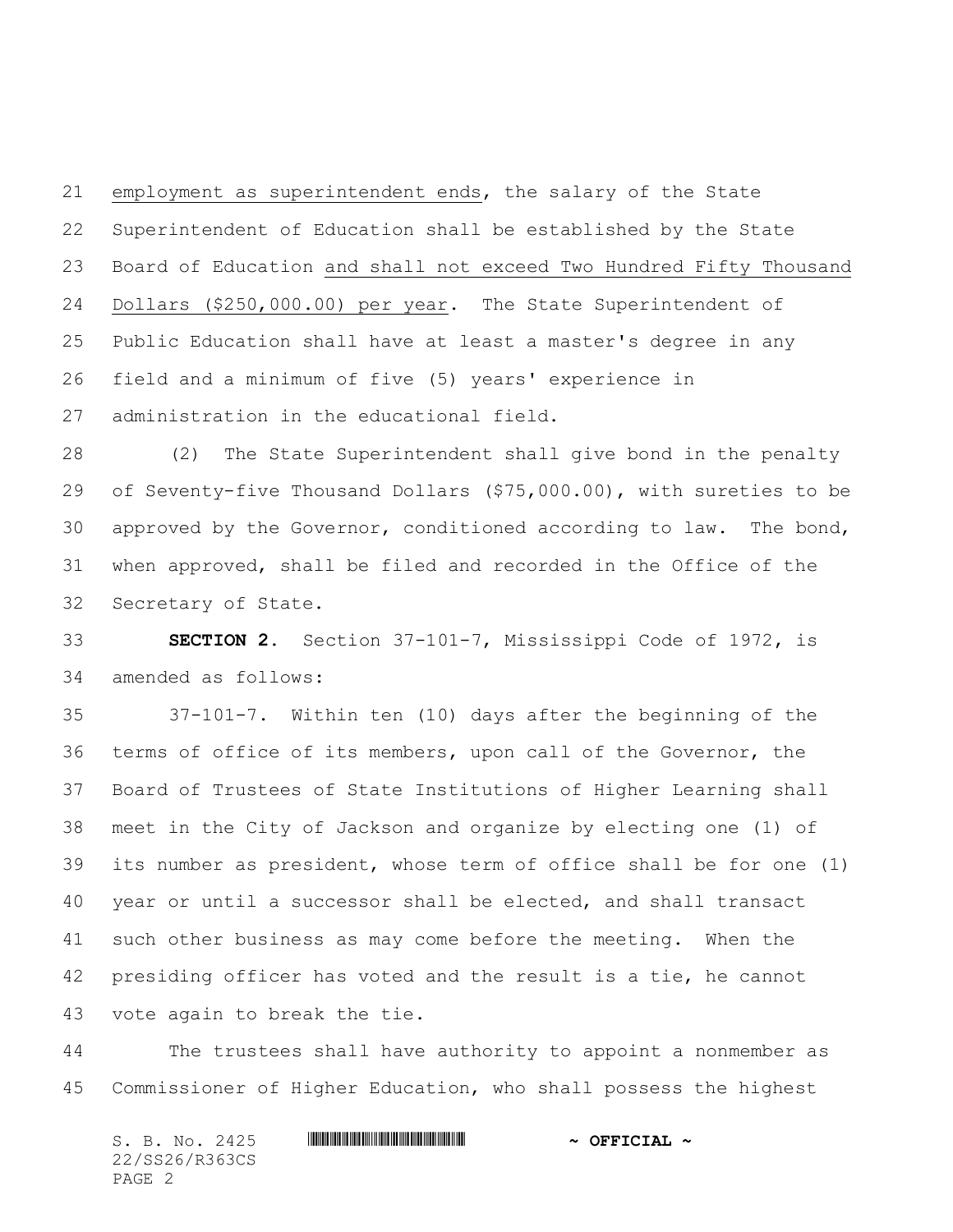employment as superintendent ends, the salary of the State Superintendent of Education shall be established by the State Board of Education and shall not exceed Two Hundred Fifty Thousand Dollars ($250,000.00) per year. The State Superintendent of Public Education shall have at least a master's degree in any field and a minimum of five (5) years' experience in administration in the educational field.

(2) The State Superintendent shall give bond in the penalty of Seventy-five Thousand Dollars ($75,000.00), with sureties to be approved by the Governor, conditioned according to law. The bond, when approved, shall be filed and recorded in the Office of the Secretary of State.

**SECTION 2.** Section 37-101-7, Mississippi Code of 1972, is amended as follows:

37-101-7. Within ten (10) days after the beginning of the terms of office of its members, upon call of the Governor, the Board of Trustees of State Institutions of Higher Learning shall meet in the City of Jackson and organize by electing one (1) of its number as president, whose term of office shall be for one (1) year or until a successor shall be elected, and shall transact such other business as may come before the meeting. When the presiding officer has voted and the result is a tie, he cannot vote again to break the tie.

The trustees shall have authority to appoint a nonmember as Commissioner of Higher Education, who shall possess the highest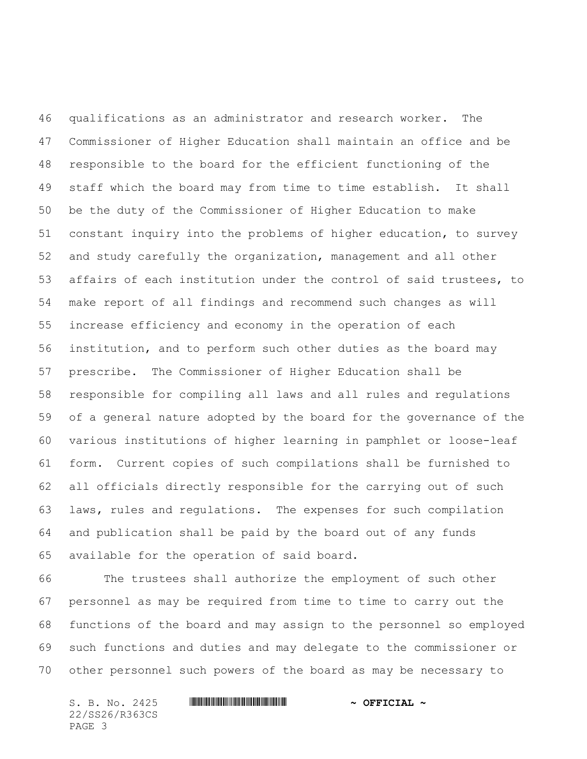qualifications as an administrator and research worker. The Commissioner of Higher Education shall maintain an office and be responsible to the board for the efficient functioning of the staff which the board may from time to time establish. It shall be the duty of the Commissioner of Higher Education to make constant inquiry into the problems of higher education, to survey and study carefully the organization, management and all other affairs of each institution under the control of said trustees, to make report of all findings and recommend such changes as will increase efficiency and economy in the operation of each institution, and to perform such other duties as the board may prescribe. The Commissioner of Higher Education shall be responsible for compiling all laws and all rules and regulations of a general nature adopted by the board for the governance of the various institutions of higher learning in pamphlet or loose-leaf form. Current copies of such compilations shall be furnished to all officials directly responsible for the carrying out of such laws, rules and regulations. The expenses for such compilation and publication shall be paid by the board out of any funds available for the operation of said board.

The trustees shall authorize the employment of such other personnel as may be required from time to time to carry out the functions of the board and may assign to the personnel so employed such functions and duties and may delegate to the commissioner or other personnel such powers of the board as may be necessary to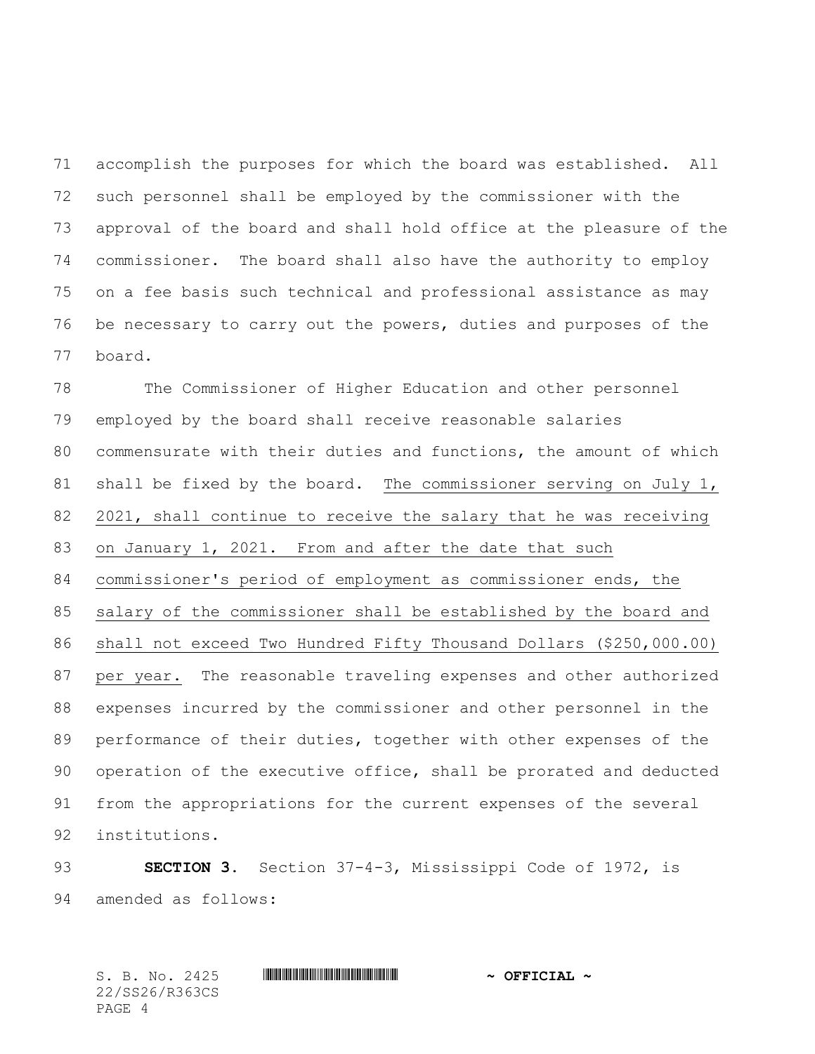accomplish the purposes for which the board was established. All such personnel shall be employed by the commissioner with the approval of the board and shall hold office at the pleasure of the commissioner. The board shall also have the authority to employ on a fee basis such technical and professional assistance as may be necessary to carry out the powers, duties and purposes of the board.

The Commissioner of Higher Education and other personnel employed by the board shall receive reasonable salaries commensurate with their duties and functions, the amount of which shall be fixed by the board. <u>The commissioner serving on July 1, 2021, shall continue to receive the salary that he was receiving on January 1, 2021. From and after the date that such commissioner's period of employment as commissioner ends, the salary of the commissioner shall be established by the board and shall not exceed Two Hundred Fifty Thousand Dollars ($250,000.00) per year.</u> The reasonable traveling expenses and other authorized expenses incurred by the commissioner and other personnel in the performance of their duties, together with other expenses of the operation of the executive office, shall be prorated and deducted from the appropriations for the current expenses of the several institutions.

**SECTION 3.** Section 37-4-3, Mississippi Code of 1972, is amended as follows: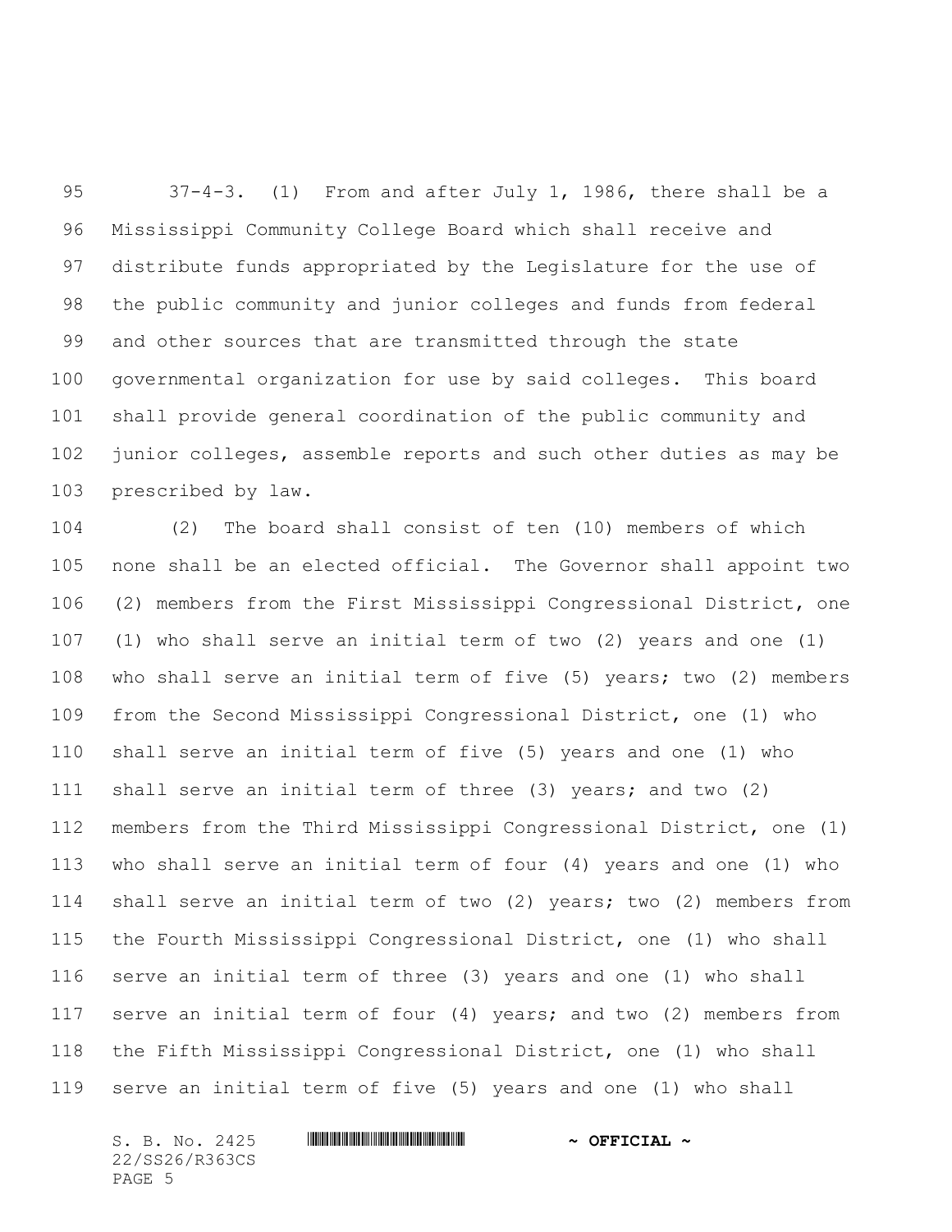37-4-3. (1) From and after July 1, 1986, there shall be a Mississippi Community College Board which shall receive and distribute funds appropriated by the Legislature for the use of the public community and junior colleges and funds from federal and other sources that are transmitted through the state governmental organization for use by said colleges. This board shall provide general coordination of the public community and junior colleges, assemble reports and such other duties as may be prescribed by law.

(2) The board shall consist of ten (10) members of which none shall be an elected official. The Governor shall appoint two (2) members from the First Mississippi Congressional District, one (1) who shall serve an initial term of two (2) years and one (1) who shall serve an initial term of five (5) years; two (2) members from the Second Mississippi Congressional District, one (1) who shall serve an initial term of five (5) years and one (1) who shall serve an initial term of three (3) years; and two (2) members from the Third Mississippi Congressional District, one (1) who shall serve an initial term of four (4) years and one (1) who shall serve an initial term of two (2) years; two (2) members from the Fourth Mississippi Congressional District, one (1) who shall serve an initial term of three (3) years and one (1) who shall serve an initial term of four (4) years; and two (2) members from the Fifth Mississippi Congressional District, one (1) who shall serve an initial term of five (5) years and one (1) who shall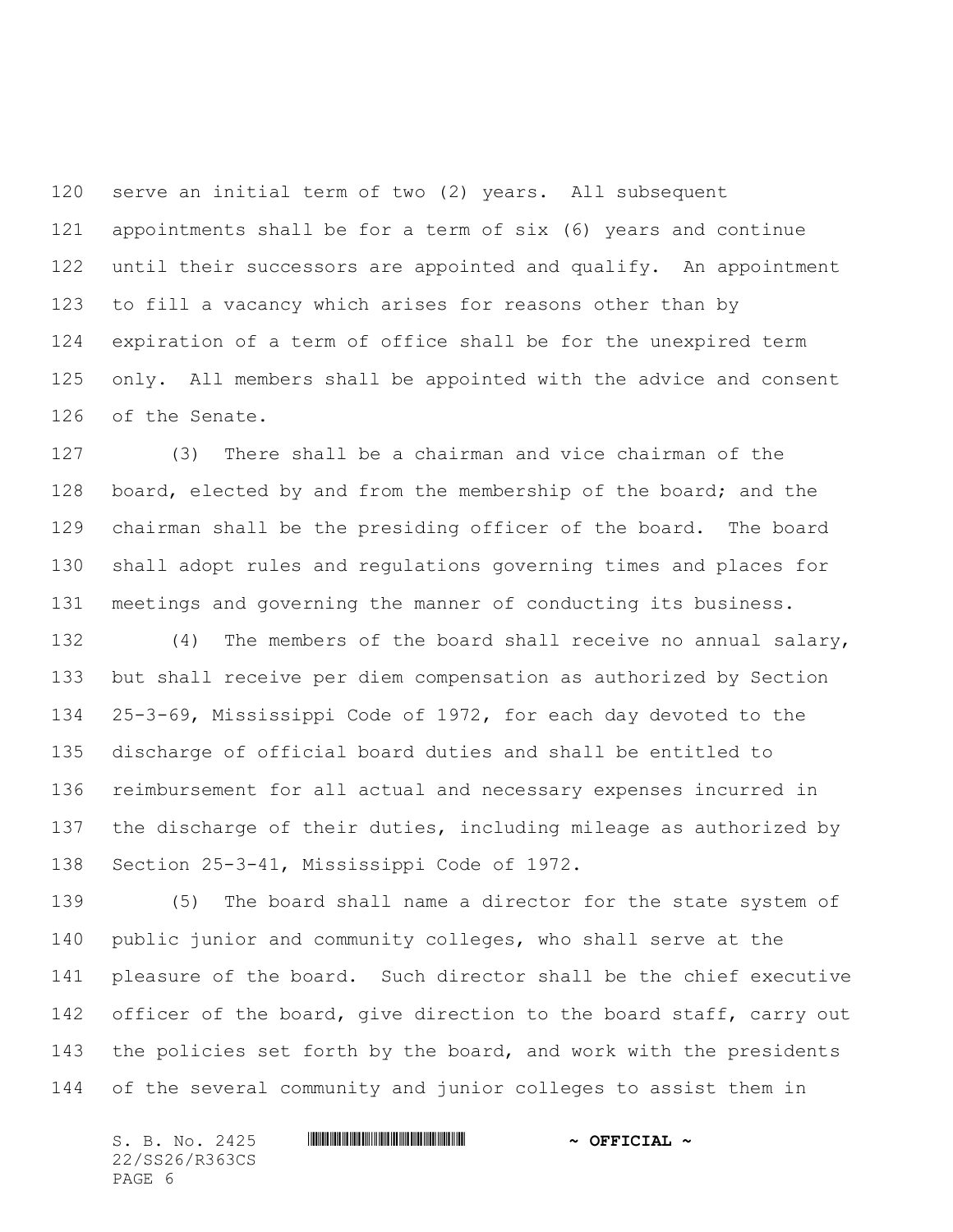serve an initial term of two (2) years. All subsequent appointments shall be for a term of six (6) years and continue until their successors are appointed and qualify. An appointment to fill a vacancy which arises for reasons other than by expiration of a term of office shall be for the unexpired term only. All members shall be appointed with the advice and consent of the Senate.

(3) There shall be a chairman and vice chairman of the board, elected by and from the membership of the board; and the chairman shall be the presiding officer of the board. The board shall adopt rules and regulations governing times and places for meetings and governing the manner of conducting its business.

(4) The members of the board shall receive no annual salary, but shall receive per diem compensation as authorized by Section 25-3-69, Mississippi Code of 1972, for each day devoted to the discharge of official board duties and shall be entitled to reimbursement for all actual and necessary expenses incurred in the discharge of their duties, including mileage as authorized by Section 25-3-41, Mississippi Code of 1972.

(5) The board shall name a director for the state system of public junior and community colleges, who shall serve at the pleasure of the board. Such director shall be the chief executive officer of the board, give direction to the board staff, carry out the policies set forth by the board, and work with the presidents of the several community and junior colleges to assist them in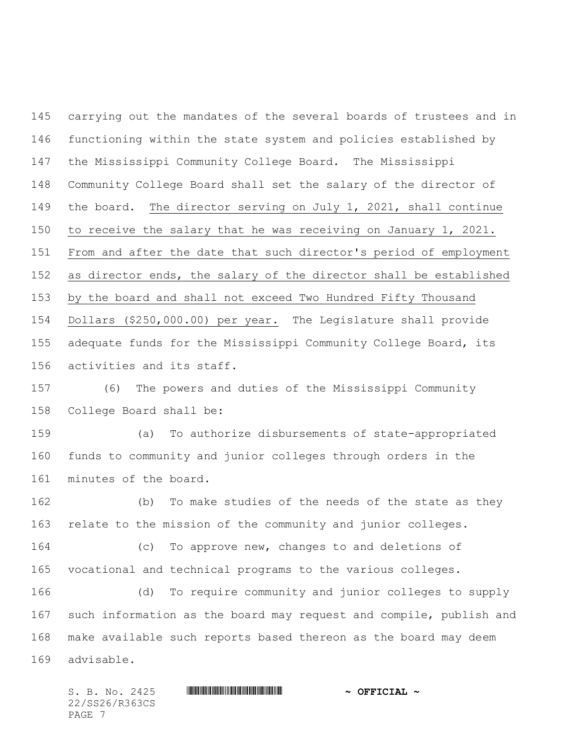carrying out the mandates of the several boards of trustees and in functioning within the state system and policies established by the Mississippi Community College Board. The Mississippi Community College Board shall set the salary of the director of the board. The director serving on July 1, 2021, shall continue to receive the salary that he was receiving on January 1, 2021. From and after the date that such director's period of employment as director ends, the salary of the director shall be established by the board and shall not exceed Two Hundred Fifty Thousand Dollars ($250,000.00) per year. The Legislature shall provide adequate funds for the Mississippi Community College Board, its activities and its staff.

(6) The powers and duties of the Mississippi Community College Board shall be:

(a) To authorize disbursements of state-appropriated funds to community and junior colleges through orders in the minutes of the board.

(b) To make studies of the needs of the state as they relate to the mission of the community and junior colleges.

(c) To approve new, changes to and deletions of vocational and technical programs to the various colleges.

(d) To require community and junior colleges to supply such information as the board may request and compile, publish and make available such reports based thereon as the board may deem advisable.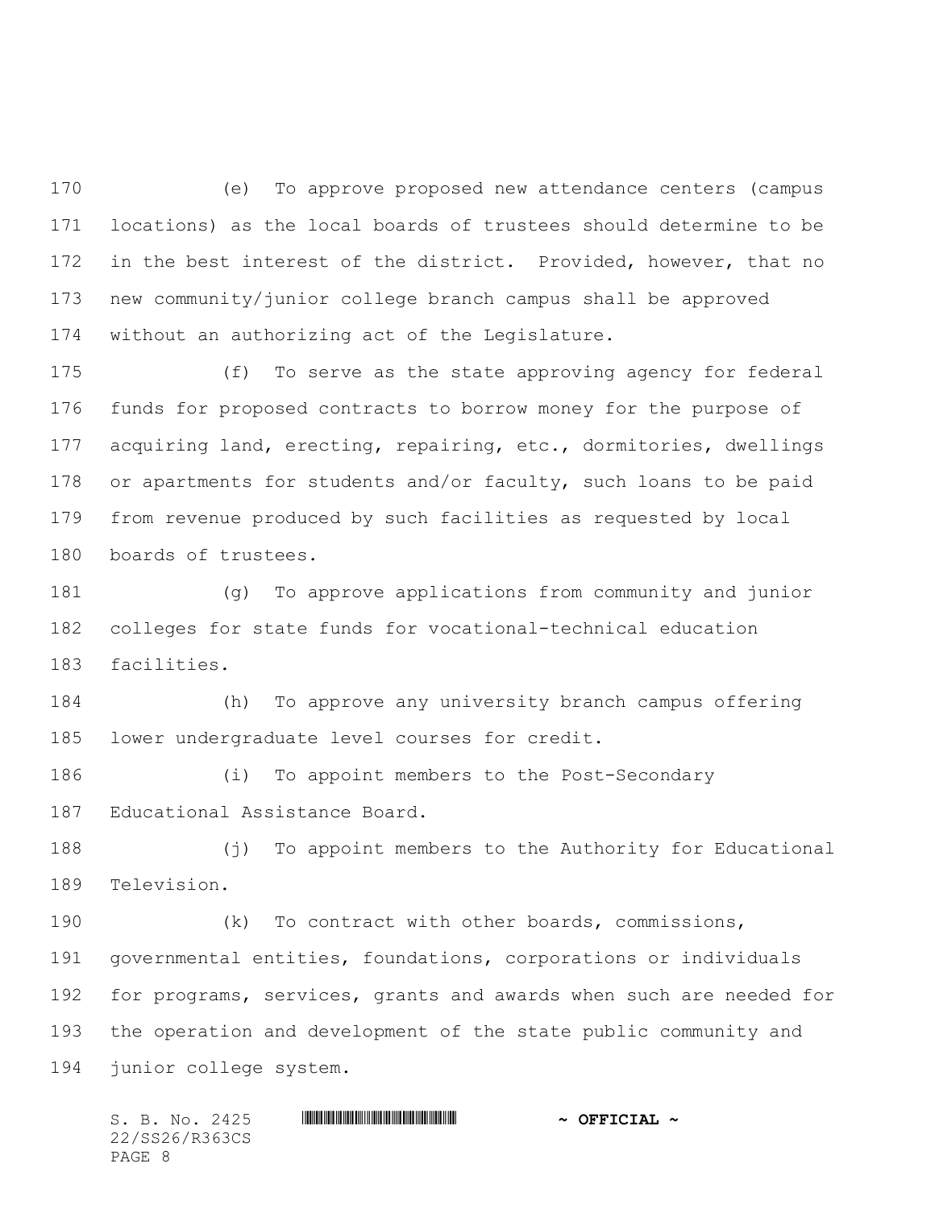(e) To approve proposed new attendance centers (campus locations) as the local boards of trustees should determine to be in the best interest of the district. Provided, however, that no new community/junior college branch campus shall be approved without an authorizing act of the Legislature.

(f) To serve as the state approving agency for federal funds for proposed contracts to borrow money for the purpose of acquiring land, erecting, repairing, etc., dormitories, dwellings or apartments for students and/or faculty, such loans to be paid from revenue produced by such facilities as requested by local boards of trustees.

(g) To approve applications from community and junior colleges for state funds for vocational-technical education facilities.

(h) To approve any university branch campus offering lower undergraduate level courses for credit.

(i) To appoint members to the Post-Secondary Educational Assistance Board.

(j) To appoint members to the Authority for Educational Television.

(k) To contract with other boards, commissions, governmental entities, foundations, corporations or individuals for programs, services, grants and awards when such are needed for the operation and development of the state public community and junior college system.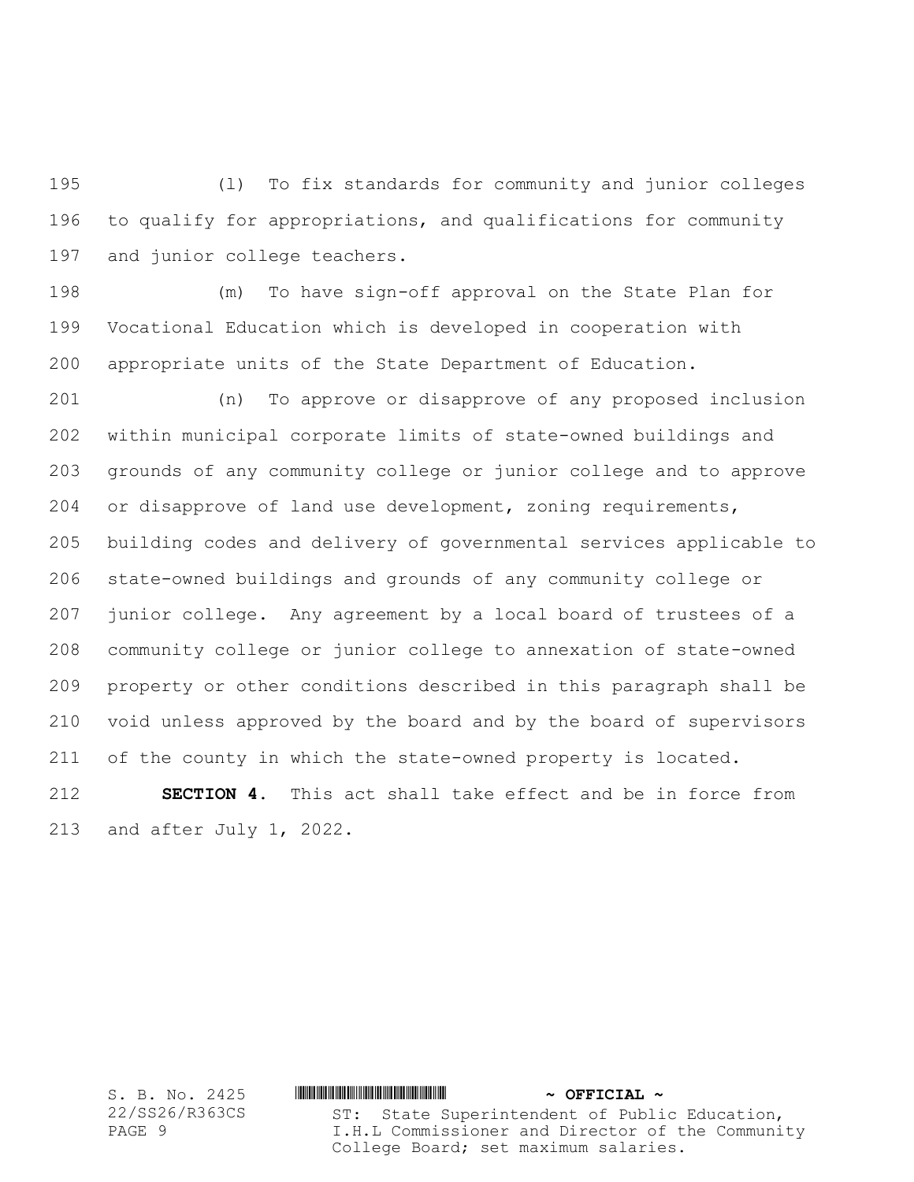(l) To fix standards for community and junior colleges to qualify for appropriations, and qualifications for community and junior college teachers.

(m) To have sign-off approval on the State Plan for Vocational Education which is developed in cooperation with appropriate units of the State Department of Education.

(n) To approve or disapprove of any proposed inclusion within municipal corporate limits of state-owned buildings and grounds of any community college or junior college and to approve or disapprove of land use development, zoning requirements, building codes and delivery of governmental services applicable to state-owned buildings and grounds of any community college or junior college. Any agreement by a local board of trustees of a community college or junior college to annexation of state-owned property or other conditions described in this paragraph shall be void unless approved by the board and by the board of supervisors of the county in which the state-owned property is located.

**SECTION 4.** This act shall take effect and be in force from and after July 1, 2022.